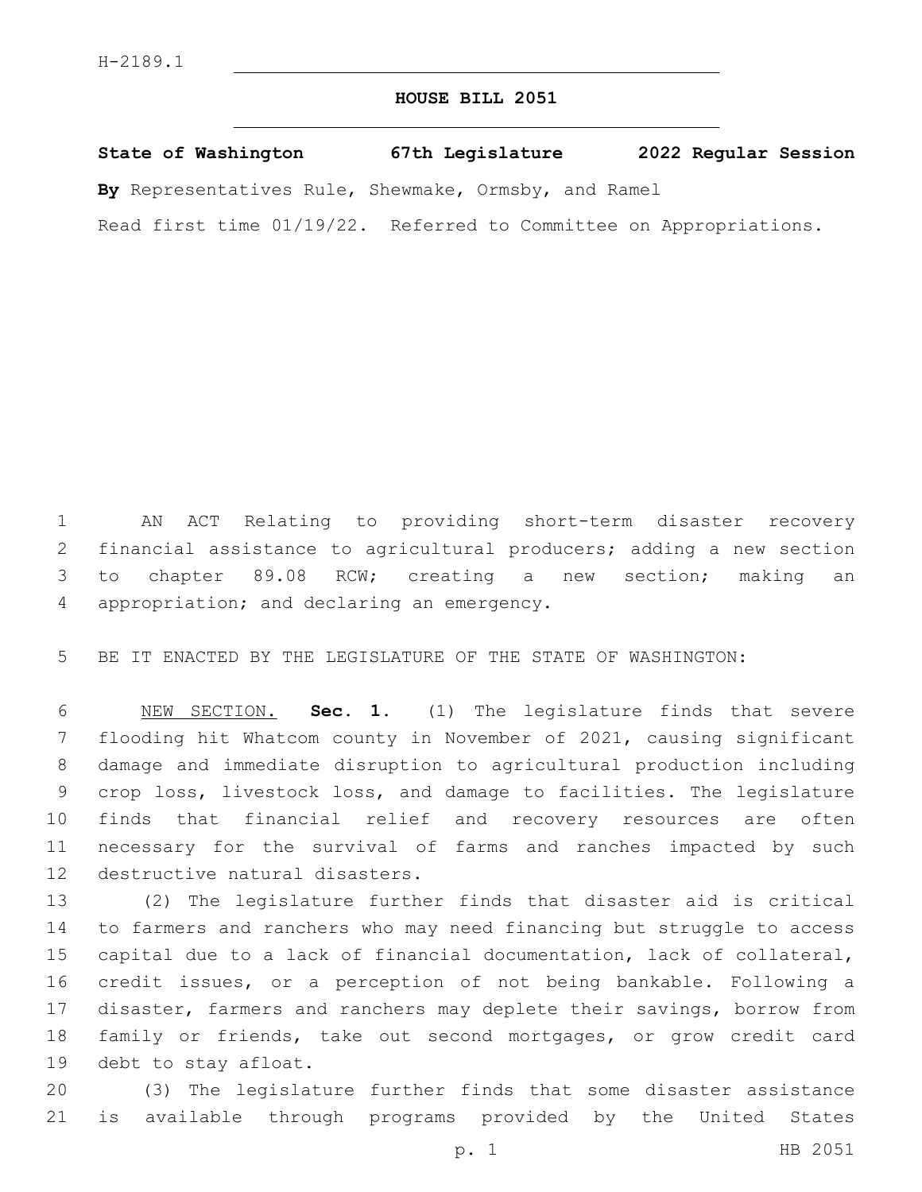H-2189.1

# HOUSE BILL 2051

**State of Washington 67th Legislature 2022 Regular Session**

**By** Representatives Rule, Shewmake, Ormsby, and Ramel

Read first time 01/19/22. Referred to Committee on Appropriations.

AN ACT Relating to providing short-term disaster recovery financial assistance to agricultural producers; adding a new section to chapter 89.08 RCW; creating a new section; making an appropriation; and declaring an emergency.

BE IT ENACTED BY THE LEGISLATURE OF THE STATE OF WASHINGTON:

NEW SECTION. **Sec. 1.** (1) The legislature finds that severe flooding hit Whatcom county in November of 2021, causing significant damage and immediate disruption to agricultural production including crop loss, livestock loss, and damage to facilities. The legislature finds that financial relief and recovery resources are often necessary for the survival of farms and ranches impacted by such destructive natural disasters.

(2) The legislature further finds that disaster aid is critical to farmers and ranchers who may need financing but struggle to access capital due to a lack of financial documentation, lack of collateral, credit issues, or a perception of not being bankable. Following a disaster, farmers and ranchers may deplete their savings, borrow from family or friends, take out second mortgages, or grow credit card debt to stay afloat.

(3) The legislature further finds that some disaster assistance is available through programs provided by the United States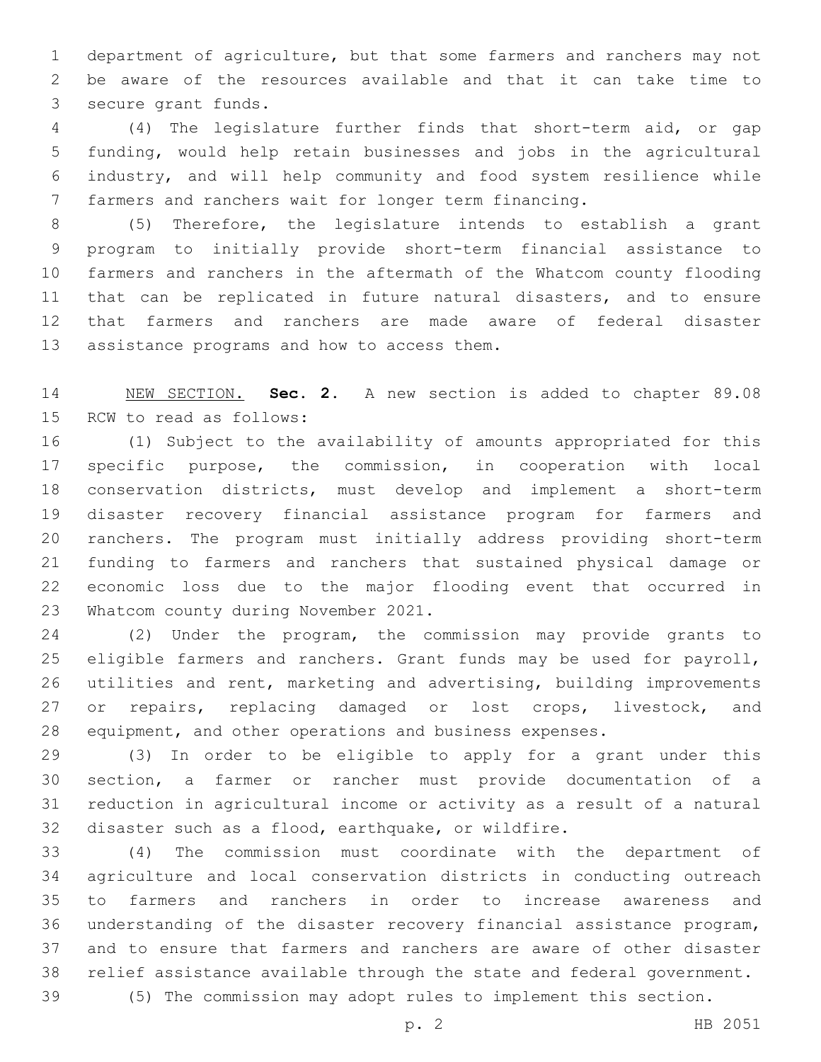department of agriculture, but that some farmers and ranchers may not be aware of the resources available and that it can take time to secure grant funds.

(4) The legislature further finds that short-term aid, or gap funding, would help retain businesses and jobs in the agricultural industry, and will help community and food system resilience while farmers and ranchers wait for longer term financing.

(5) Therefore, the legislature intends to establish a grant program to initially provide short-term financial assistance to farmers and ranchers in the aftermath of the Whatcom county flooding that can be replicated in future natural disasters, and to ensure that farmers and ranchers are made aware of federal disaster assistance programs and how to access them.

NEW SECTION. **Sec. 2.** A new section is added to chapter 89.08 RCW to read as follows:

(1) Subject to the availability of amounts appropriated for this specific purpose, the commission, in cooperation with local conservation districts, must develop and implement a short-term disaster recovery financial assistance program for farmers and ranchers. The program must initially address providing short-term funding to farmers and ranchers that sustained physical damage or economic loss due to the major flooding event that occurred in Whatcom county during November 2021.

(2) Under the program, the commission may provide grants to eligible farmers and ranchers. Grant funds may be used for payroll, utilities and rent, marketing and advertising, building improvements or repairs, replacing damaged or lost crops, livestock, and equipment, and other operations and business expenses.

(3) In order to be eligible to apply for a grant under this section, a farmer or rancher must provide documentation of a reduction in agricultural income or activity as a result of a natural disaster such as a flood, earthquake, or wildfire.

(4) The commission must coordinate with the department of agriculture and local conservation districts in conducting outreach to farmers and ranchers in order to increase awareness and understanding of the disaster recovery financial assistance program, and to ensure that farmers and ranchers are aware of other disaster relief assistance available through the state and federal government.

(5) The commission may adopt rules to implement this section.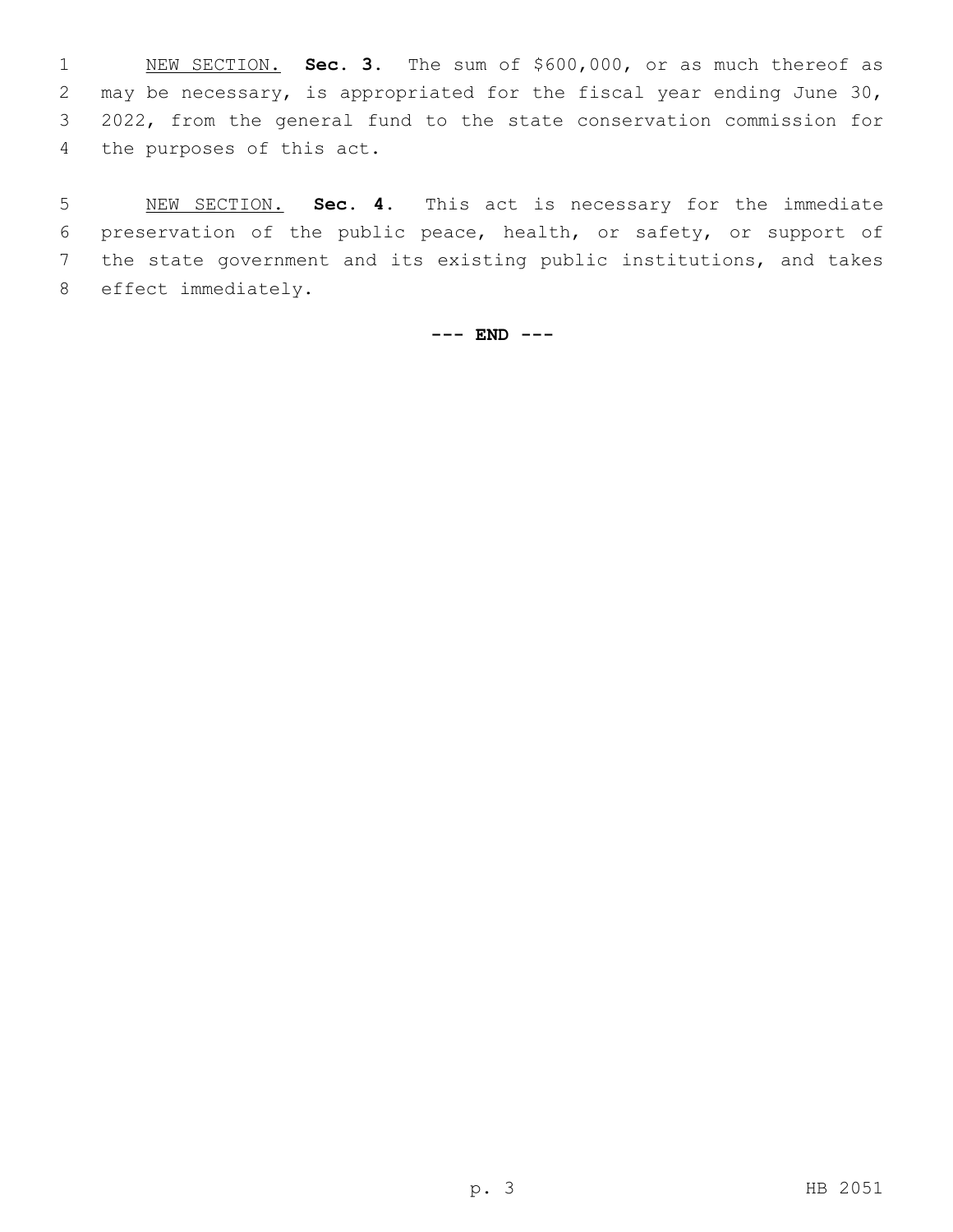NEW SECTION. **Sec. 3.** The sum of $600,000, or as much thereof as may be necessary, is appropriated for the fiscal year ending June 30, 2022, from the general fund to the state conservation commission for the purposes of this act.

NEW SECTION. **Sec. 4.** This act is necessary for the immediate preservation of the public peace, health, or safety, or support of the state government and its existing public institutions, and takes effect immediately.

**--- END ---**